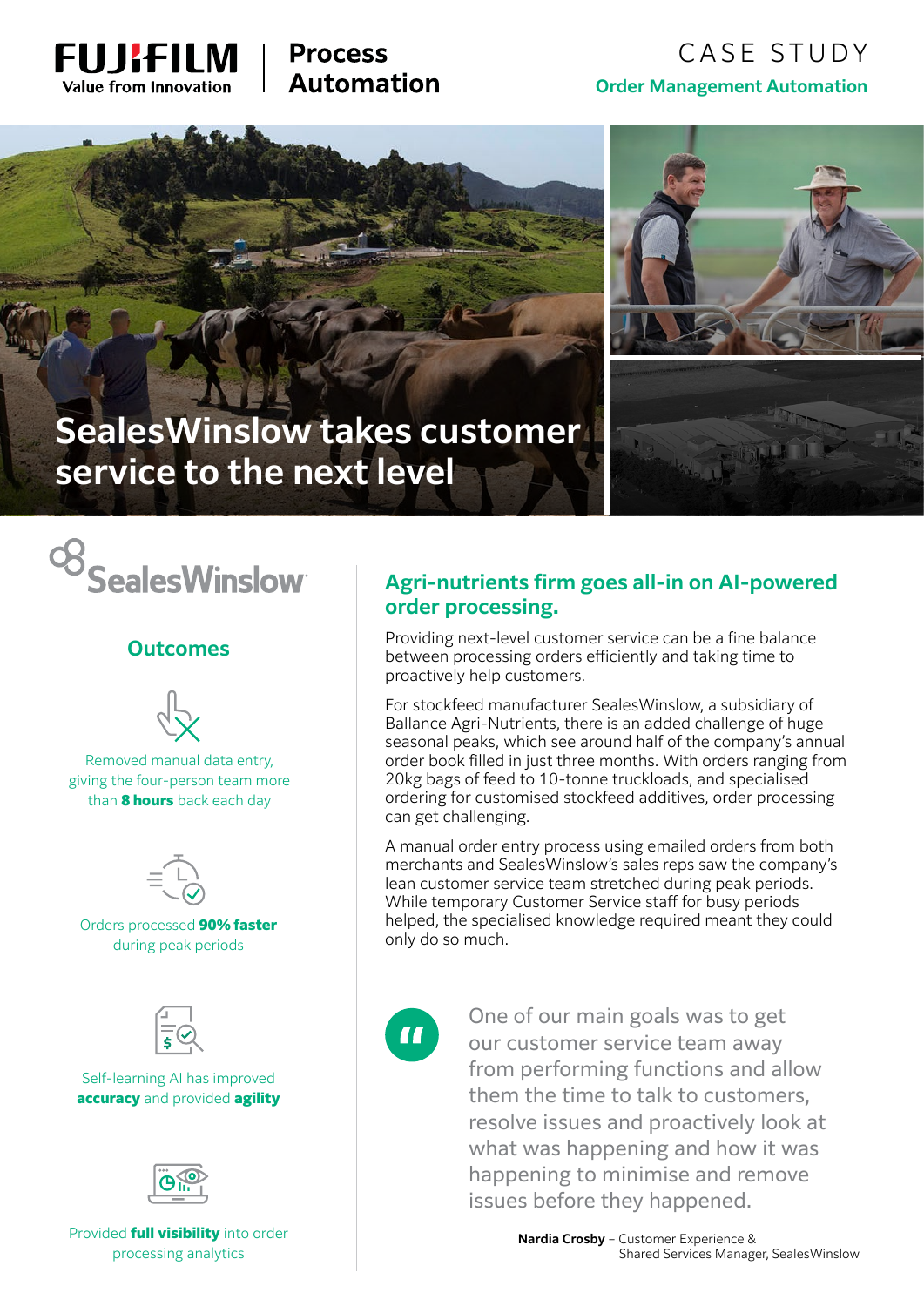FUJIFILM Value from Innovation | Process Automation

CASE STUDY

**Order Management Automation**

# SealesWinslow takes customer service to the next level

SealesWinslow

## Outcomes

Removed manual data entry, giving the four-person team more than **8 hours** back each day

Orders processed **90% faster** during peak periods

Self-learning AI has improved **accuracy** and provided **agility**

Provided **full visibility** into order processing analytics

## Agri-nutrients firm goes all-in on AI-powered order processing.

Providing next-level customer service can be a fine balance between processing orders efficiently and taking time to proactively help customers.

For stockfeed manufacturer SealesWinslow, a subsidiary of Ballance Agri-Nutrients, there is an added challenge of huge seasonal peaks, which see around half of the company's annual order book filled in just three months. With orders ranging from 20kg bags of feed to 10-tonne truckloads, and specialised ordering for customised stockfeed additives, order processing can get challenging.

A manual order entry process using emailed orders from both merchants and SealesWinslow's sales reps saw the company's lean customer service team stretched during peak periods. While temporary Customer Service staff for busy periods helped, the specialised knowledge required meant they could only do so much.

> One of our main goals was to get our customer service team away from performing functions and allow them the time to talk to customers, resolve issues and proactively look at what was happening and how it was happening to minimise and remove issues before they happened.
>
> **Nardia Crosby** – Customer Experience & Shared Services Manager, SealesWinslow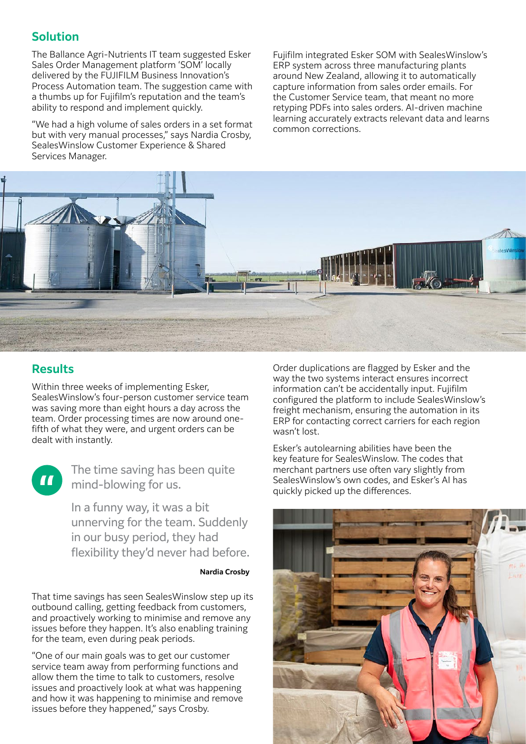## Solution

The Ballance Agri-Nutrients IT team suggested Esker Sales Order Management platform 'SOM' locally delivered by the FUJIFILM Business Innovation's Process Automation team. The suggestion came with a thumbs up for Fujifilm's reputation and the team's ability to respond and implement quickly.

"We had a high volume of sales orders in a set format but with very manual processes," says Nardia Crosby, SealesWinslow Customer Experience & Shared Services Manager.

Fujifilm integrated Esker SOM with SealesWinslow's ERP system across three manufacturing plants around New Zealand, allowing it to automatically capture information from sales order emails. For the Customer Service team, that meant no more retyping PDFs into sales orders. AI-driven machine learning accurately extracts relevant data and learns common corrections.

## Results

Within three weeks of implementing Esker, SealesWinslow's four-person customer service team was saving more than eight hours a day across the team. Order processing times are now around one-fifth of what they were, and urgent orders can be dealt with instantly.

> The time saving has been quite mind-blowing for us.
>
> In a funny way, it was a bit unnerving for the team. Suddenly in our busy period, they had flexibility they'd never had before.
>
> **Nardia Crosby**

That time savings has seen SealesWinslow step up its outbound calling, getting feedback from customers, and proactively working to minimise and remove any issues before they happen. It's also enabling training for the team, even during peak periods.

"One of our main goals was to get our customer service team away from performing functions and allow them the time to talk to customers, resolve issues and proactively look at what was happening and how it was happening to minimise and remove issues before they happened," says Crosby.

Order duplications are flagged by Esker and the way the two systems interact ensures incorrect information can't be accidentally input. Fujifilm configured the platform to include SealesWinslow's freight mechanism, ensuring the automation in its ERP for contacting correct carriers for each region wasn't lost.

Esker's autolearning abilities have been the key feature for SealesWinslow. The codes that merchant partners use often vary slightly from SealesWinslow's own codes, and Esker's AI has quickly picked up the differences.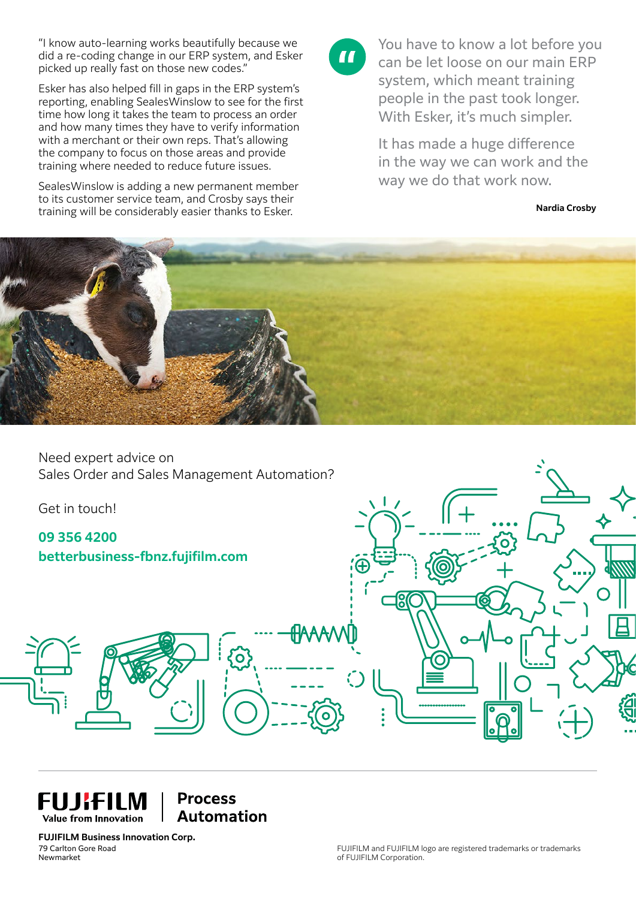"I know auto-learning works beautifully because we did a re-coding change in our ERP system, and Esker picked up really fast on those new codes."

Esker has also helped fill in gaps in the ERP system's reporting, enabling SealesWinslow to see for the first time how long it takes the team to process an order and how many times they have to verify information with a merchant or their own reps. That's allowing the company to focus on those areas and provide training where needed to reduce future issues.

SealesWinslow is adding a new permanent member to its customer service team, and Crosby says their training will be considerably easier thanks to Esker.

> You have to know a lot before you can be let loose on our main ERP system, which meant training people in the past took longer. With Esker, it's much simpler.
>
> It has made a huge difference in the way we can work and the way we do that work now.
>
> **Nardia Crosby**

Need expert advice on
Sales Order and Sales Management Automation?

Get in touch!

**09 356 4200**
**betterbusiness-fbnz.fujifilm.com**

**FUJIFILM**
**Value from Innovation**
**Process Automation**

**FUJIFILM Business Innovation Corp.**
79 Carlton Gore Road
Newmarket

FUJIFILM and FUJIFILM logo are registered trademarks or trademarks of FUJIFILM Corporation.